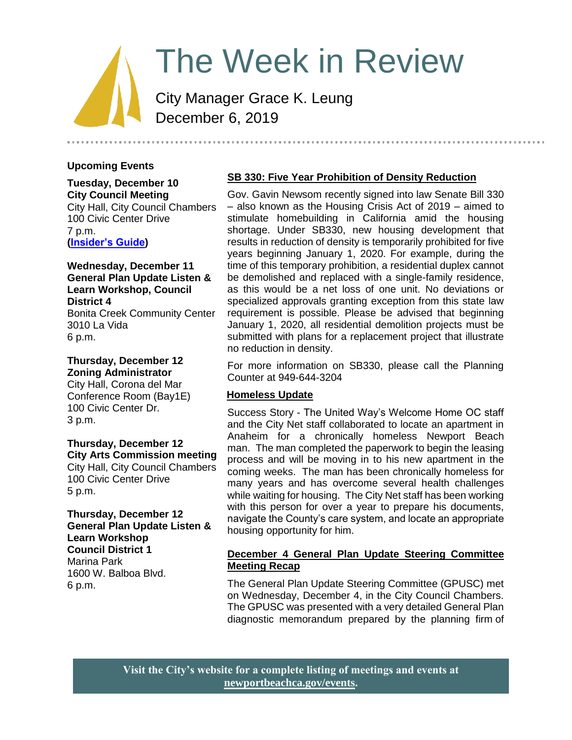# The Week in Review

City Manager Grace K. Leung
December 6, 2019

## Upcoming Events

**Tuesday, December 10**
**City Council Meeting**
City Hall, City Council Chambers
100 Civic Center Drive
7 p.m.
**([Insider's Guide](#))**

**Wednesday, December 11**
**General Plan Update Listen & Learn Workshop, Council District 4**
Bonita Creek Community Center
3010 La Vida
6 p.m.

**Thursday, December 12**
**Zoning Administrator**
City Hall, Corona del Mar Conference Room (Bay1E)
100 Civic Center Dr.
3 p.m.

**Thursday, December 12**
**City Arts Commission meeting**
City Hall, City Council Chambers
100 Civic Center Drive
5 p.m.

**Thursday, December 12**
**General Plan Update Listen & Learn Workshop**
**Council District 1**
Marina Park
1600 W. Balboa Blvd.
6 p.m.

## SB 330: Five Year Prohibition of Density Reduction

Gov. Gavin Newsom recently signed into law Senate Bill 330 – also known as the Housing Crisis Act of 2019 – aimed to stimulate homebuilding in California amid the housing shortage. Under SB330, new housing development that results in reduction of density is temporarily prohibited for five years beginning January 1, 2020. For example, during the time of this temporary prohibition, a residential duplex cannot be demolished and replaced with a single-family residence, as this would be a net loss of one unit. No deviations or specialized approvals granting exception from this state law requirement is possible. Please be advised that beginning January 1, 2020, all residential demolition projects must be submitted with plans for a replacement project that illustrate no reduction in density.

For more information on SB330, please call the Planning Counter at 949-644-3204

## Homeless Update

Success Story - The United Way's Welcome Home OC staff and the City Net staff collaborated to locate an apartment in Anaheim for a chronically homeless Newport Beach man. The man completed the paperwork to begin the leasing process and will be moving in to his new apartment in the coming weeks. The man has been chronically homeless for many years and has overcome several health challenges while waiting for housing. The City Net staff has been working with this person for over a year to prepare his documents, navigate the County's care system, and locate an appropriate housing opportunity for him.

## December 4 General Plan Update Steering Committee Meeting Recap

The General Plan Update Steering Committee (GPUSC) met on Wednesday, December 4, in the City Council Chambers. The GPUSC was presented with a very detailed General Plan diagnostic memorandum prepared by the planning firm of

**Visit the City's website for a complete listing of meetings and events at [newportbeachca.gov/events](#).**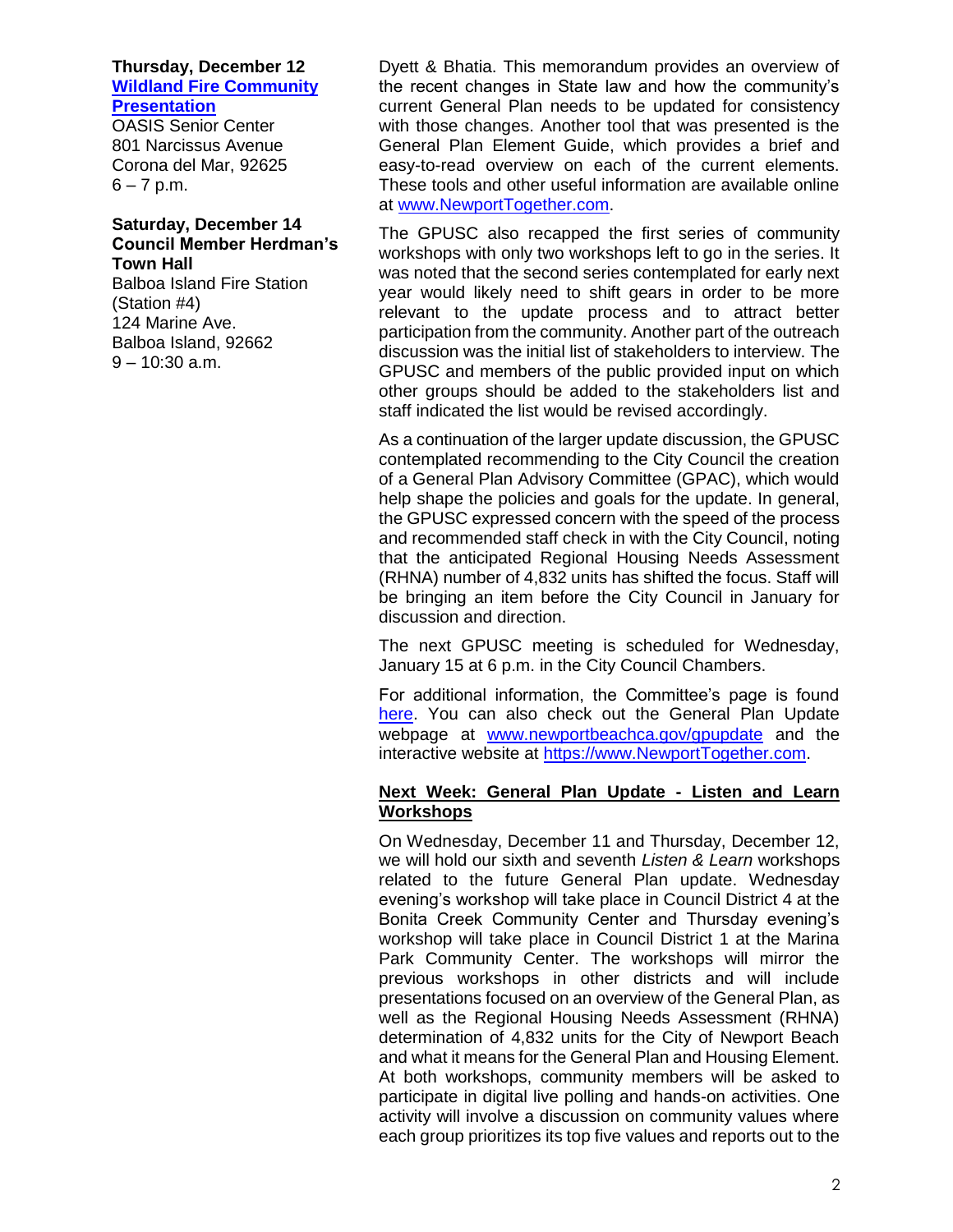**Thursday, December 12**
**[Wildland Fire Community Presentation]()**
OASIS Senior Center
801 Narcissus Avenue
Corona del Mar, 92625
6 – 7 p.m.

**Saturday, December 14**
**Council Member Herdman's Town Hall**
Balboa Island Fire Station (Station #4)
124 Marine Ave.
Balboa Island, 92662
9 – 10:30 a.m.

Dyett & Bhatia. This memorandum provides an overview of the recent changes in State law and how the community's current General Plan needs to be updated for consistency with those changes. Another tool that was presented is the General Plan Element Guide, which provides a brief and easy-to-read overview on each of the current elements. These tools and other useful information are available online at [www.NewportTogether.com](www.NewportTogether.com).

The GPUSC also recapped the first series of community workshops with only two workshops left to go in the series. It was noted that the second series contemplated for early next year would likely need to shift gears in order to be more relevant to the update process and to attract better participation from the community. Another part of the outreach discussion was the initial list of stakeholders to interview. The GPUSC and members of the public provided input on which other groups should be added to the stakeholders list and staff indicated the list would be revised accordingly.

As a continuation of the larger update discussion, the GPUSC contemplated recommending to the City Council the creation of a General Plan Advisory Committee (GPAC), which would help shape the policies and goals for the update. In general, the GPUSC expressed concern with the speed of the process and recommended staff check in with the City Council, noting that the anticipated Regional Housing Needs Assessment (RHNA) number of 4,832 units has shifted the focus. Staff will be bringing an item before the City Council in January for discussion and direction.

The next GPUSC meeting is scheduled for Wednesday, January 15 at 6 p.m. in the City Council Chambers.

For additional information, the Committee's page is found [here](). You can also check out the General Plan Update webpage at [www.newportbeachca.gov/gpupdate](www.newportbeachca.gov/gpupdate) and the interactive website at [https://www.NewportTogether.com](https://www.NewportTogether.com).

**Next Week: General Plan Update - Listen and Learn Workshops**

On Wednesday, December 11 and Thursday, December 12, we will hold our sixth and seventh *Listen & Learn* workshops related to the future General Plan update. Wednesday evening's workshop will take place in Council District 4 at the Bonita Creek Community Center and Thursday evening's workshop will take place in Council District 1 at the Marina Park Community Center. The workshops will mirror the previous workshops in other districts and will include presentations focused on an overview of the General Plan, as well as the Regional Housing Needs Assessment (RHNA) determination of 4,832 units for the City of Newport Beach and what it means for the General Plan and Housing Element. At both workshops, community members will be asked to participate in digital live polling and hands-on activities. One activity will involve a discussion on community values where each group prioritizes its top five values and reports out to the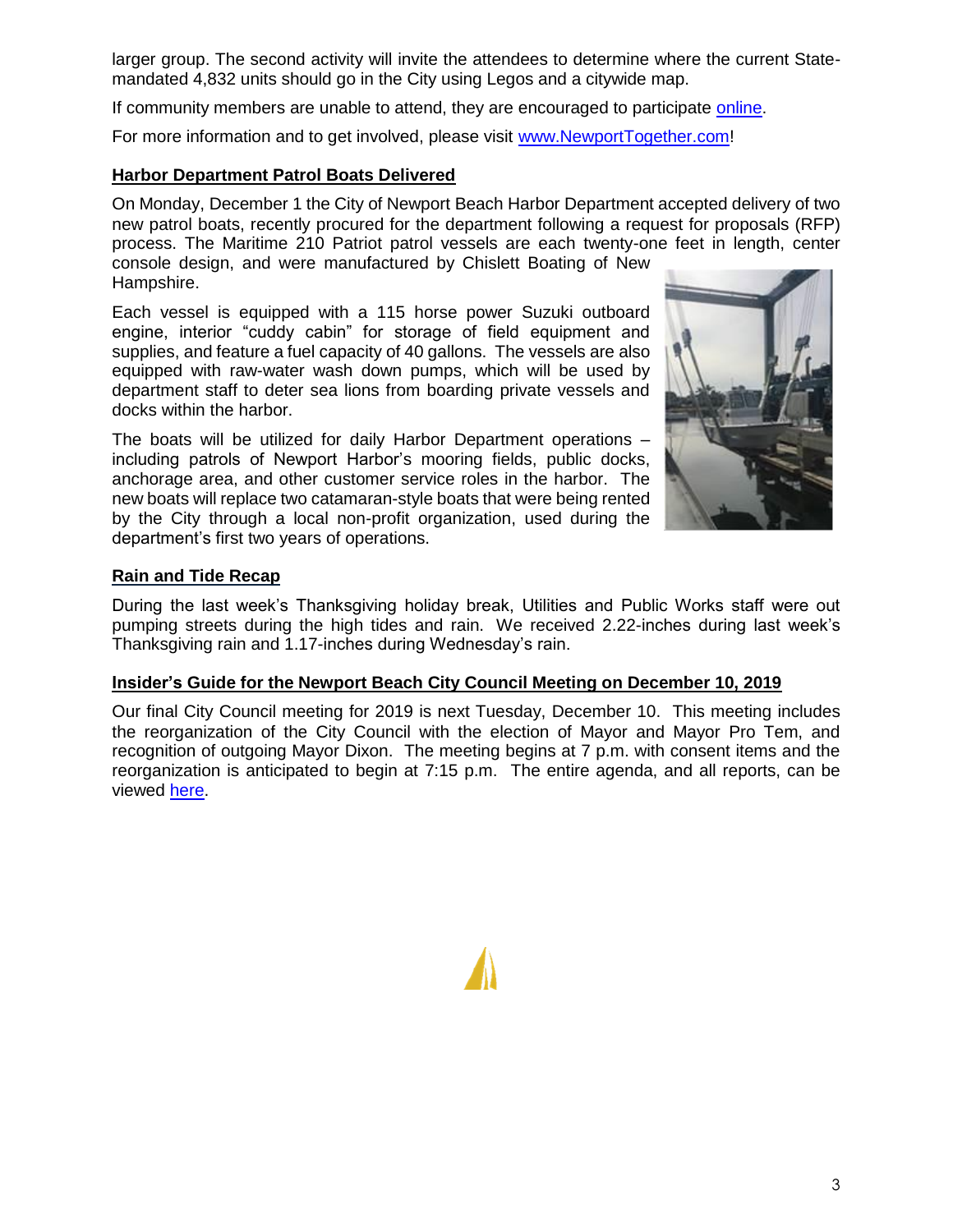larger group. The second activity will invite the attendees to determine where the current State-mandated 4,832 units should go in the City using Legos and a citywide map.

If community members are unable to attend, they are encouraged to participate online.

For more information and to get involved, please visit www.NewportTogether.com!

**Harbor Department Patrol Boats Delivered**

On Monday, December 1 the City of Newport Beach Harbor Department accepted delivery of two new patrol boats, recently procured for the department following a request for proposals (RFP) process. The Maritime 210 Patriot patrol vessels are each twenty-one feet in length, center console design, and were manufactured by Chislett Boating of New Hampshire.

Each vessel is equipped with a 115 horse power Suzuki outboard engine, interior “cuddy cabin” for storage of field equipment and supplies, and feature a fuel capacity of 40 gallons. The vessels are also equipped with raw-water wash down pumps, which will be used by department staff to deter sea lions from boarding private vessels and docks within the harbor.

The boats will be utilized for daily Harbor Department operations – including patrols of Newport Harbor’s mooring fields, public docks, anchorage area, and other customer service roles in the harbor. The new boats will replace two catamaran-style boats that were being rented by the City through a local non-profit organization, used during the department’s first two years of operations.

**Rain and Tide Recap**

During the last week’s Thanksgiving holiday break, Utilities and Public Works staff were out pumping streets during the high tides and rain. We received 2.22-inches during last week’s Thanksgiving rain and 1.17-inches during Wednesday’s rain.

**Insider’s Guide for the Newport Beach City Council Meeting on December 10, 2019**

Our final City Council meeting for 2019 is next Tuesday, December 10. This meeting includes the reorganization of the City Council with the election of Mayor and Mayor Pro Tem, and recognition of outgoing Mayor Dixon. The meeting begins at 7 p.m. with consent items and the reorganization is anticipated to begin at 7:15 p.m. The entire agenda, and all reports, can be viewed here.